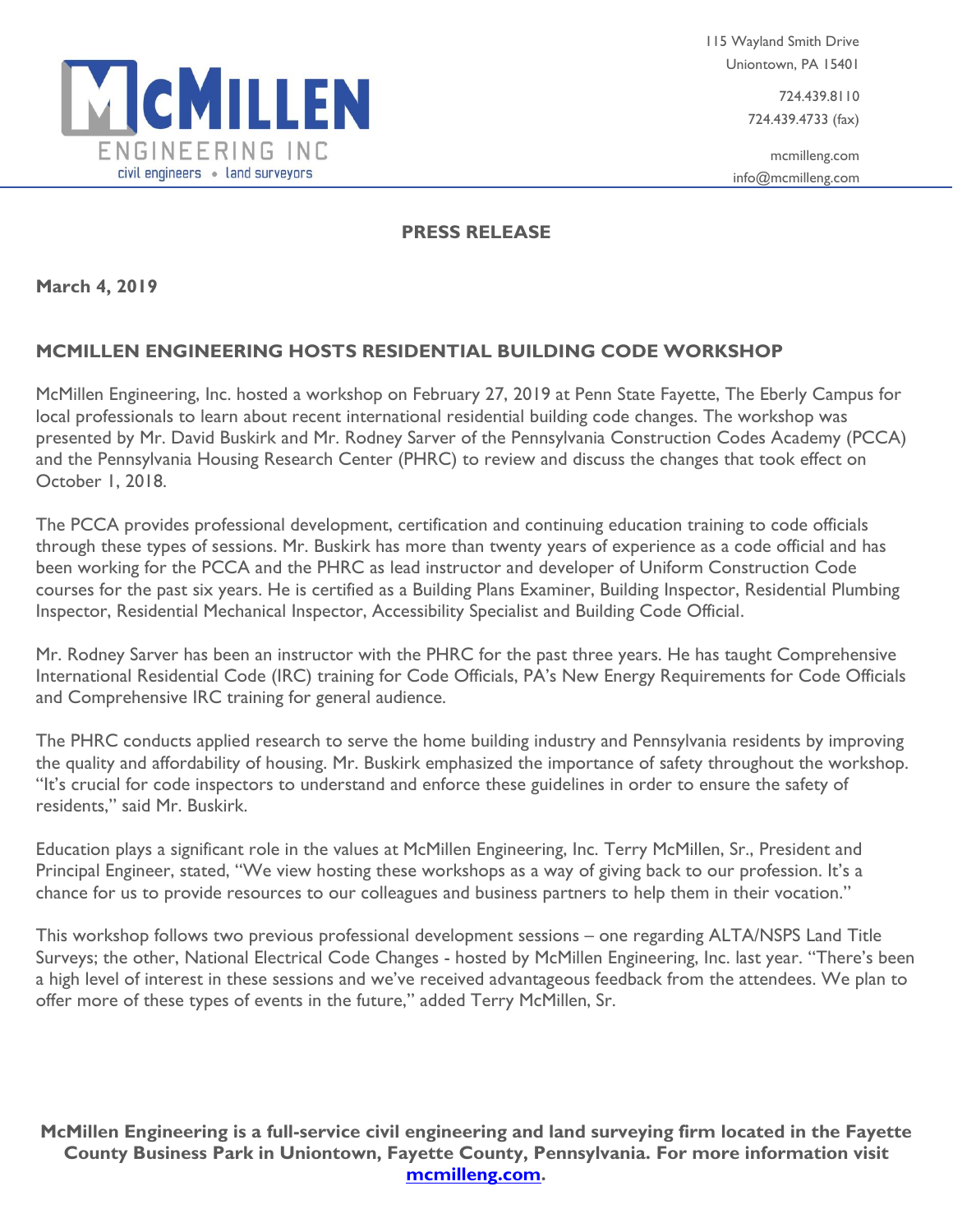McMILLEN ENGINEERING INC
civil engineers • land surveyors

115 Wayland Smith Drive
Uniontown, PA 15401

724.439.8110
724.439.4733 (fax)

mcmilleng.com
info@mcmilleng.com

**PRESS RELEASE**

**March 4, 2019**

## MCMILLEN ENGINEERING HOSTS RESIDENTIAL BUILDING CODE WORKSHOP

McMillen Engineering, Inc. hosted a workshop on February 27, 2019 at Penn State Fayette, The Eberly Campus for local professionals to learn about recent international residential building code changes. The workshop was presented by Mr. David Buskirk and Mr. Rodney Sarver of the Pennsylvania Construction Codes Academy (PCCA) and the Pennsylvania Housing Research Center (PHRC) to review and discuss the changes that took effect on October 1, 2018.

The PCCA provides professional development, certification and continuing education training to code officials through these types of sessions. Mr. Buskirk has more than twenty years of experience as a code official and has been working for the PCCA and the PHRC as lead instructor and developer of Uniform Construction Code courses for the past six years. He is certified as a Building Plans Examiner, Building Inspector, Residential Plumbing Inspector, Residential Mechanical Inspector, Accessibility Specialist and Building Code Official.

Mr. Rodney Sarver has been an instructor with the PHRC for the past three years. He has taught Comprehensive International Residential Code (IRC) training for Code Officials, PA's New Energy Requirements for Code Officials and Comprehensive IRC training for general audience.

The PHRC conducts applied research to serve the home building industry and Pennsylvania residents by improving the quality and affordability of housing. Mr. Buskirk emphasized the importance of safety throughout the workshop. "It's crucial for code inspectors to understand and enforce these guidelines in order to ensure the safety of residents," said Mr. Buskirk.

Education plays a significant role in the values at McMillen Engineering, Inc. Terry McMillen, Sr., President and Principal Engineer, stated, "We view hosting these workshops as a way of giving back to our profession. It's a chance for us to provide resources to our colleagues and business partners to help them in their vocation."

This workshop follows two previous professional development sessions – one regarding ALTA/NSPS Land Title Surveys; the other, National Electrical Code Changes - hosted by McMillen Engineering, Inc. last year. "There's been a high level of interest in these sessions and we've received advantageous feedback from the attendees. We plan to offer more of these types of events in the future," added Terry McMillen, Sr.

**McMillen Engineering is a full-service civil engineering and land surveying firm located in the Fayette County Business Park in Uniontown, Fayette County, Pennsylvania. For more information visit [mcmilleng.com](mcmilleng.com).**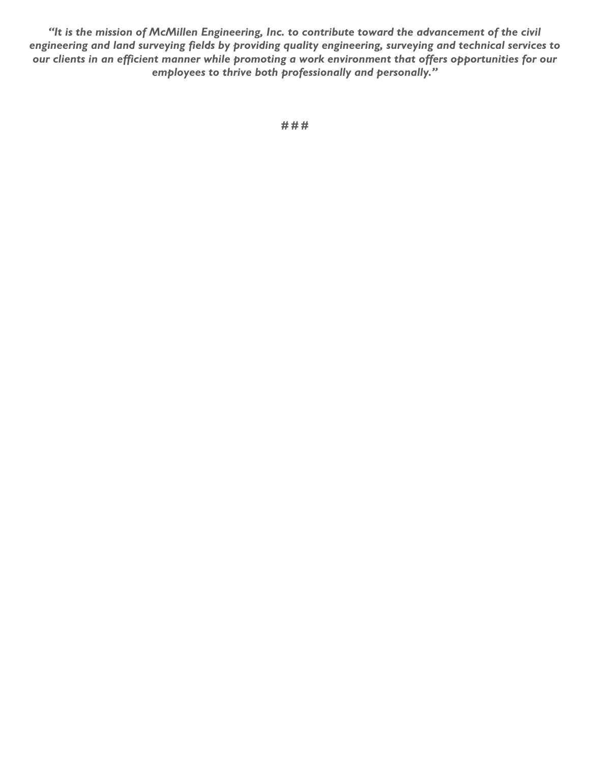***"It is the mission of McMillen Engineering, Inc. to contribute toward the advancement of the civil engineering and land surveying fields by providing quality engineering, surveying and technical services to our clients in an efficient manner while promoting a work environment that offers opportunities for our employees to thrive both professionally and personally."***

**###**